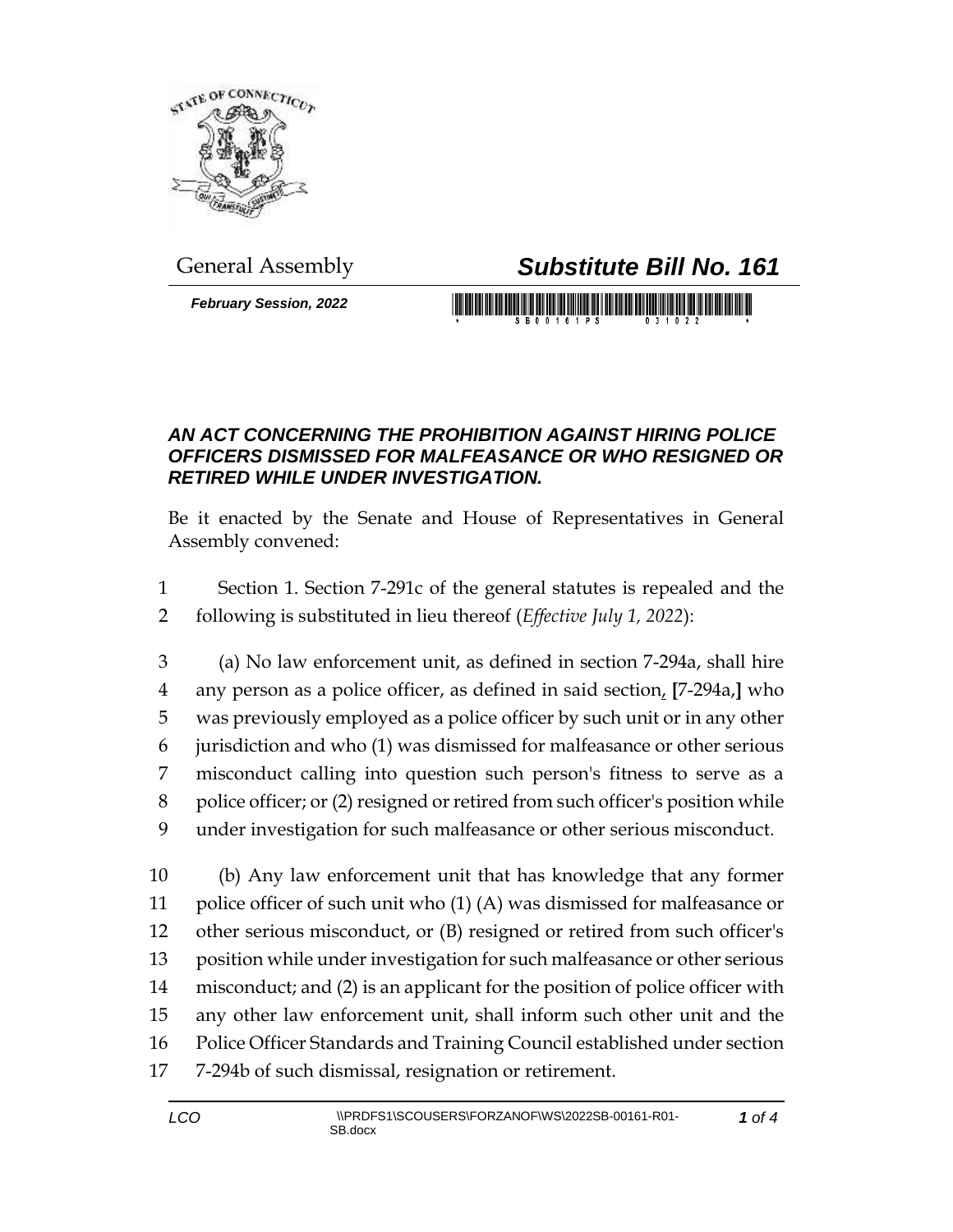General Assembly

# *Substitute Bill No. 161*

***February Session, 2022***

### *AN ACT CONCERNING THE PROHIBITION AGAINST HIRING POLICE OFFICERS DISMISSED FOR MALFEASANCE OR WHO RESIGNED OR RETIRED WHILE UNDER INVESTIGATION.*

Be it enacted by the Senate and House of Representatives in General Assembly convened:

1 Section 1. Section 7-291c of the general statutes is repealed and the
2 following is substituted in lieu thereof (*Effective July 1, 2022*):

3 (a) No law enforcement unit, as defined in section 7-294a, shall hire
4 any person as a police officer, as defined in said section, [7-294a,] who
5 was previously employed as a police officer by such unit or in any other
6 jurisdiction and who (1) was dismissed for malfeasance or other serious
7 misconduct calling into question such person's fitness to serve as a
8 police officer; or (2) resigned or retired from such officer's position while
9 under investigation for such malfeasance or other serious misconduct.

10 (b) Any law enforcement unit that has knowledge that any former
11 police officer of such unit who (1) (A) was dismissed for malfeasance or
12 other serious misconduct, or (B) resigned or retired from such officer's
13 position while under investigation for such malfeasance or other serious
14 misconduct; and (2) is an applicant for the position of police officer with
15 any other law enforcement unit, shall inform such other unit and the
16 Police Officer Standards and Training Council established under section
17 7-294b of such dismissal, resignation or retirement.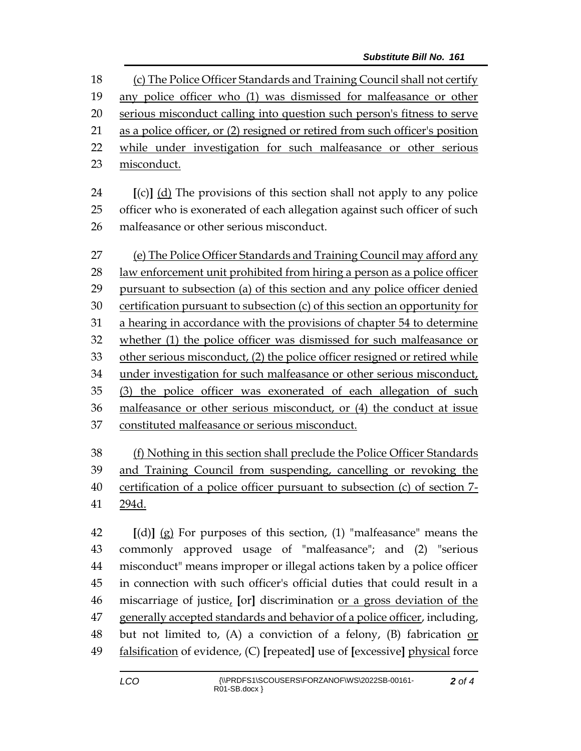(c) The Police Officer Standards and Training Council shall not certify any police officer who (1) was dismissed for malfeasance or other serious misconduct calling into question such person's fitness to serve as a police officer, or (2) resigned or retired from such officer's position while under investigation for such malfeasance or other serious misconduct.

[(c)] (d) The provisions of this section shall not apply to any police officer who is exonerated of each allegation against such officer of such malfeasance or other serious misconduct.

(e) The Police Officer Standards and Training Council may afford any law enforcement unit prohibited from hiring a person as a police officer pursuant to subsection (a) of this section and any police officer denied certification pursuant to subsection (c) of this section an opportunity for a hearing in accordance with the provisions of chapter 54 to determine whether (1) the police officer was dismissed for such malfeasance or other serious misconduct, (2) the police officer resigned or retired while under investigation for such malfeasance or other serious misconduct, (3) the police officer was exonerated of each allegation of such malfeasance or other serious misconduct, or (4) the conduct at issue constituted malfeasance or serious misconduct.

(f) Nothing in this section shall preclude the Police Officer Standards and Training Council from suspending, cancelling or revoking the certification of a police officer pursuant to subsection (c) of section 7-294d.

[(d)] (g) For purposes of this section, (1) "malfeasance" means the commonly approved usage of "malfeasance"; and (2) "serious misconduct" means improper or illegal actions taken by a police officer in connection with such officer's official duties that could result in a miscarriage of justice, [or] discrimination or a gross deviation of the generally accepted standards and behavior of a police officer, including, but not limited to, (A) a conviction of a felony, (B) fabrication or falsification of evidence, (C) [repeated] use of [excessive] physical force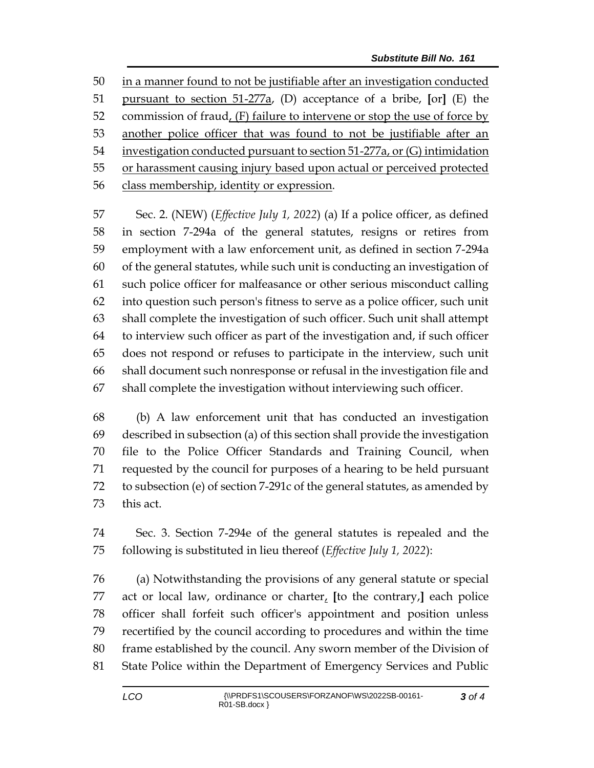in a manner found to not be justifiable after an investigation conducted pursuant to section 51-277a, (D) acceptance of a bribe, [or] (E) the commission of fraud, (F) failure to intervene or stop the use of force by another police officer that was found to not be justifiable after an investigation conducted pursuant to section 51-277a, or (G) intimidation or harassment causing injury based upon actual or perceived protected class membership, identity or expression.

Sec. 2. (NEW) (*Effective July 1, 2022*) (a) If a police officer, as defined in section 7-294a of the general statutes, resigns or retires from employment with a law enforcement unit, as defined in section 7-294a of the general statutes, while such unit is conducting an investigation of such police officer for malfeasance or other serious misconduct calling into question such person's fitness to serve as a police officer, such unit shall complete the investigation of such officer. Such unit shall attempt to interview such officer as part of the investigation and, if such officer does not respond or refuses to participate in the interview, such unit shall document such nonresponse or refusal in the investigation file and shall complete the investigation without interviewing such officer.

(b) A law enforcement unit that has conducted an investigation described in subsection (a) of this section shall provide the investigation file to the Police Officer Standards and Training Council, when requested by the council for purposes of a hearing to be held pursuant to subsection (e) of section 7-291c of the general statutes, as amended by this act.

Sec. 3. Section 7-294e of the general statutes is repealed and the following is substituted in lieu thereof (*Effective July 1, 2022*):

(a) Notwithstanding the provisions of any general statute or special act or local law, ordinance or charter, [to the contrary,] each police officer shall forfeit such officer's appointment and position unless recertified by the council according to procedures and within the time frame established by the council. Any sworn member of the Division of State Police within the Department of Emergency Services and Public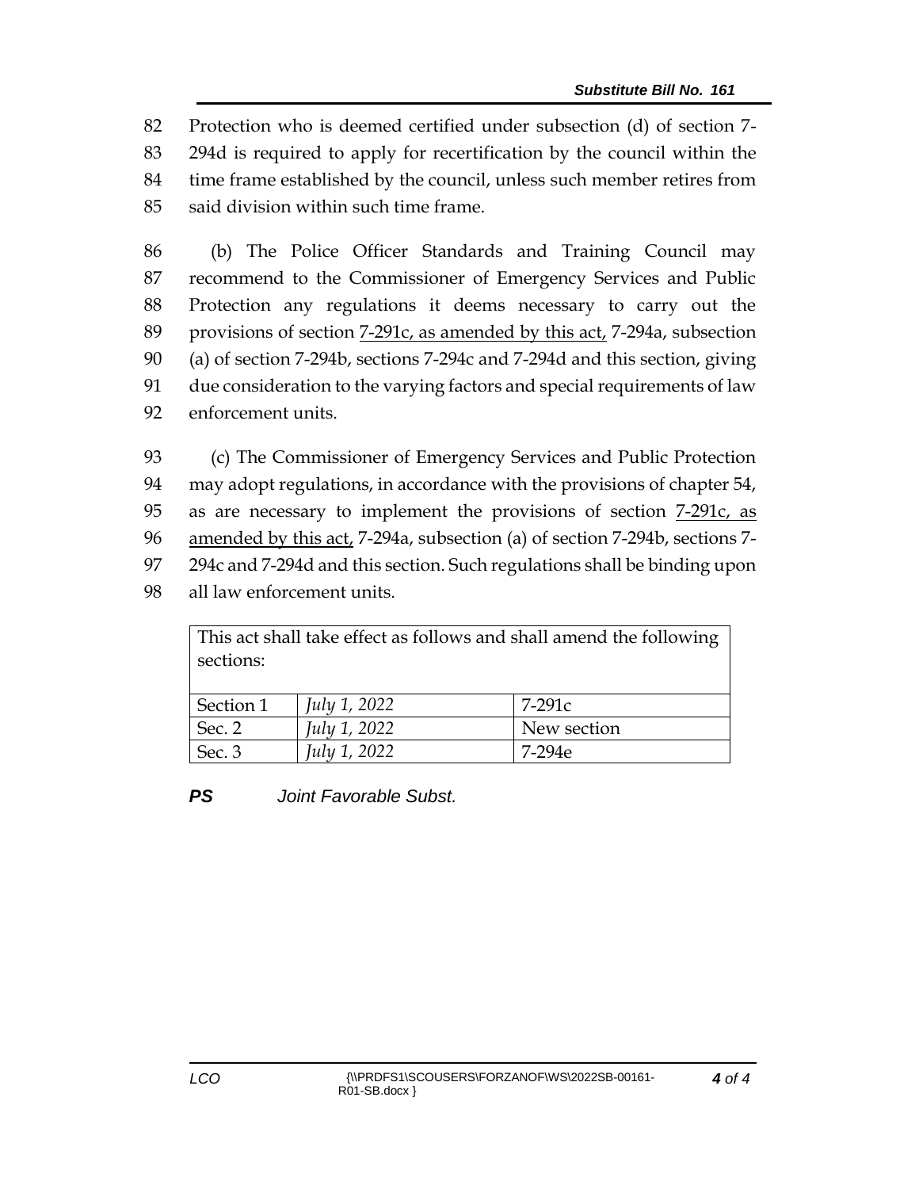Protection who is deemed certified under subsection (d) of section 7-294d is required to apply for recertification by the council within the time frame established by the council, unless such member retires from said division within such time frame.

(b) The Police Officer Standards and Training Council may recommend to the Commissioner of Emergency Services and Public Protection any regulations it deems necessary to carry out the provisions of section 7-291c, as amended by this act, 7-294a, subsection (a) of section 7-294b, sections 7-294c and 7-294d and this section, giving due consideration to the varying factors and special requirements of law enforcement units.

(c) The Commissioner of Emergency Services and Public Protection may adopt regulations, in accordance with the provisions of chapter 54, as are necessary to implement the provisions of section 7-291c, as amended by this act, 7-294a, subsection (a) of section 7-294b, sections 7-294c and 7-294d and this section. Such regulations shall be binding upon all law enforcement units.

| This act shall take effect as follows and shall amend the following sections: | | |
|---|---|---|
| Section 1 | *July 1, 2022* | 7-291c |
| Sec. 2 | *July 1, 2022* | New section |
| Sec. 3 | *July 1, 2022* | 7-294e |

***PS*** *Joint Favorable Subst.*